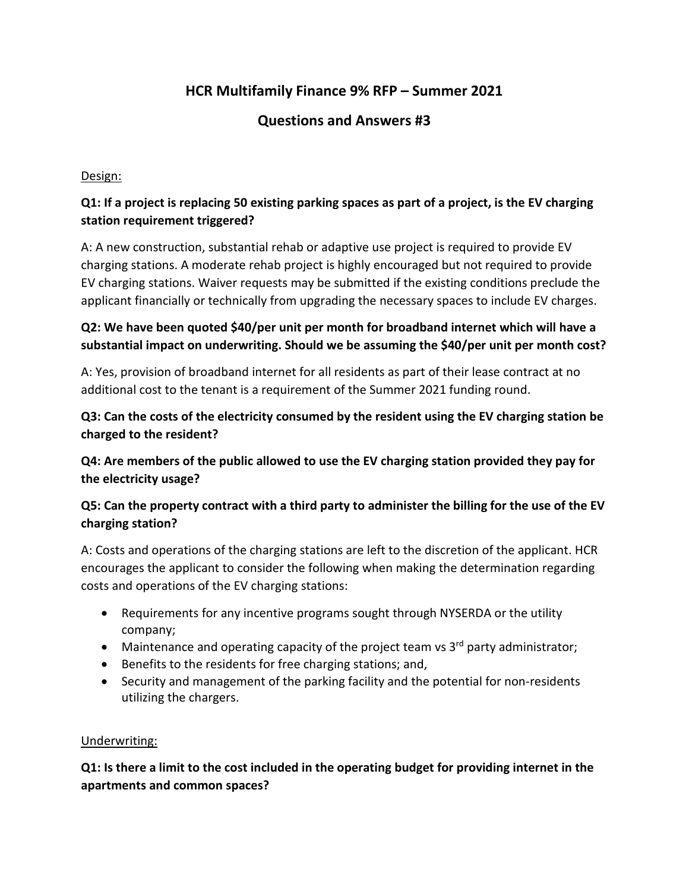# HCR Multifamily Finance 9% RFP – Summer 2021

## Questions and Answers #3

Design:

**Q1: If a project is replacing 50 existing parking spaces as part of a project, is the EV charging station requirement triggered?**

A: A new construction, substantial rehab or adaptive use project is required to provide EV charging stations. A moderate rehab project is highly encouraged but not required to provide EV charging stations. Waiver requests may be submitted if the existing conditions preclude the applicant financially or technically from upgrading the necessary spaces to include EV charges.

**Q2: We have been quoted $40/per unit per month for broadband internet which will have a substantial impact on underwriting. Should we be assuming the $40/per unit per month cost?**

A: Yes, provision of broadband internet for all residents as part of their lease contract at no additional cost to the tenant is a requirement of the Summer 2021 funding round.

**Q3: Can the costs of the electricity consumed by the resident using the EV charging station be charged to the resident?**

**Q4: Are members of the public allowed to use the EV charging station provided they pay for the electricity usage?**

**Q5: Can the property contract with a third party to administer the billing for the use of the EV charging station?**

A: Costs and operations of the charging stations are left to the discretion of the applicant. HCR encourages the applicant to consider the following when making the determination regarding costs and operations of the EV charging stations:

- Requirements for any incentive programs sought through NYSERDA or the utility company;
- Maintenance and operating capacity of the project team vs 3rd party administrator;
- Benefits to the residents for free charging stations; and,
- Security and management of the parking facility and the potential for non-residents utilizing the chargers.

Underwriting:

**Q1: Is there a limit to the cost included in the operating budget for providing internet in the apartments and common spaces?**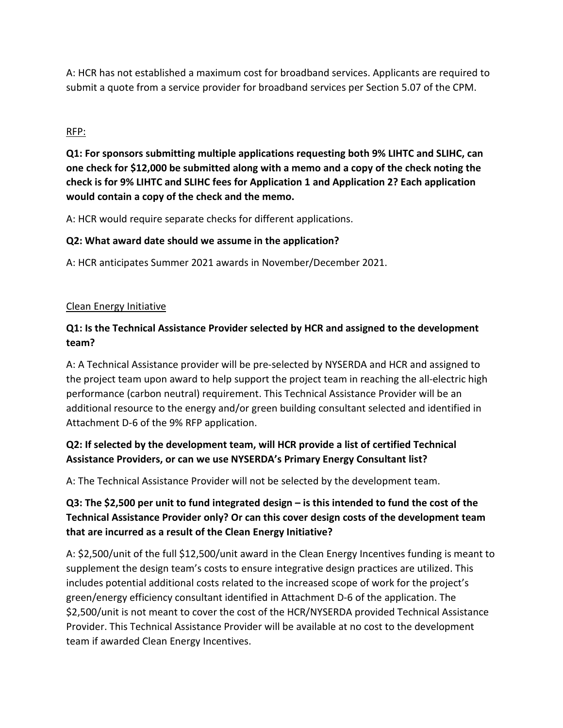A: HCR has not established a maximum cost for broadband services. Applicants are required to submit a quote from a service provider for broadband services per Section 5.07 of the CPM.

## RFP:

**Q1: For sponsors submitting multiple applications requesting both 9% LIHTC and SLIHC, can one check for $12,000 be submitted along with a memo and a copy of the check noting the check is for 9% LIHTC and SLIHC fees for Application 1 and Application 2? Each application would contain a copy of the check and the memo.**

A: HCR would require separate checks for different applications.

**Q2: What award date should we assume in the application?**

A: HCR anticipates Summer 2021 awards in November/December 2021.

## Clean Energy Initiative

**Q1: Is the Technical Assistance Provider selected by HCR and assigned to the development team?**

A: A Technical Assistance provider will be pre-selected by NYSERDA and HCR and assigned to the project team upon award to help support the project team in reaching the all-electric high performance (carbon neutral) requirement. This Technical Assistance Provider will be an additional resource to the energy and/or green building consultant selected and identified in Attachment D-6 of the 9% RFP application.

**Q2: If selected by the development team, will HCR provide a list of certified Technical Assistance Providers, or can we use NYSERDA's Primary Energy Consultant list?**

A: The Technical Assistance Provider will not be selected by the development team.

**Q3: The $2,500 per unit to fund integrated design – is this intended to fund the cost of the Technical Assistance Provider only? Or can this cover design costs of the development team that are incurred as a result of the Clean Energy Initiative?**

A: $2,500/unit of the full $12,500/unit award in the Clean Energy Incentives funding is meant to supplement the design team's costs to ensure integrative design practices are utilized. This includes potential additional costs related to the increased scope of work for the project's green/energy efficiency consultant identified in Attachment D-6 of the application. The $2,500/unit is not meant to cover the cost of the HCR/NYSERDA provided Technical Assistance Provider. This Technical Assistance Provider will be available at no cost to the development team if awarded Clean Energy Incentives.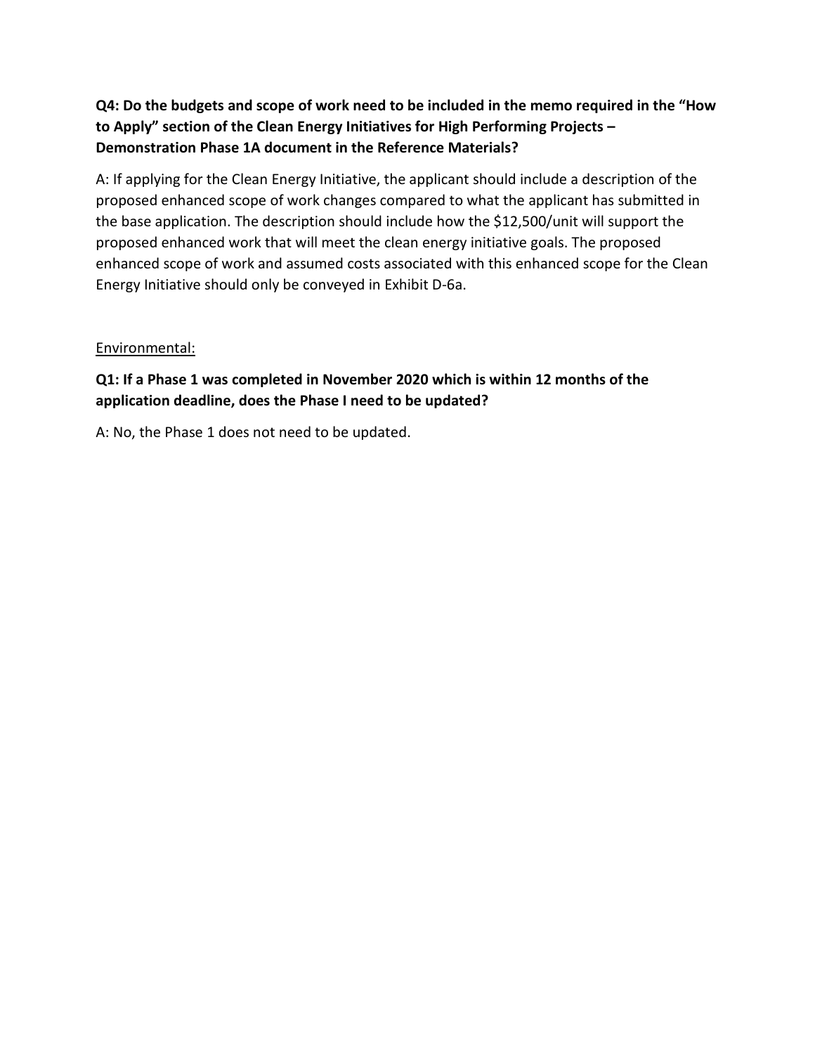**Q4: Do the budgets and scope of work need to be included in the memo required in the "How to Apply" section of the Clean Energy Initiatives for High Performing Projects – Demonstration Phase 1A document in the Reference Materials?**

A: If applying for the Clean Energy Initiative, the applicant should include a description of the proposed enhanced scope of work changes compared to what the applicant has submitted in the base application. The description should include how the $12,500/unit will support the proposed enhanced work that will meet the clean energy initiative goals. The proposed enhanced scope of work and assumed costs associated with this enhanced scope for the Clean Energy Initiative should only be conveyed in Exhibit D-6a.

<u>Environmental:</u>

**Q1: If a Phase 1 was completed in November 2020 which is within 12 months of the application deadline, does the Phase I need to be updated?**

A: No, the Phase 1 does not need to be updated.